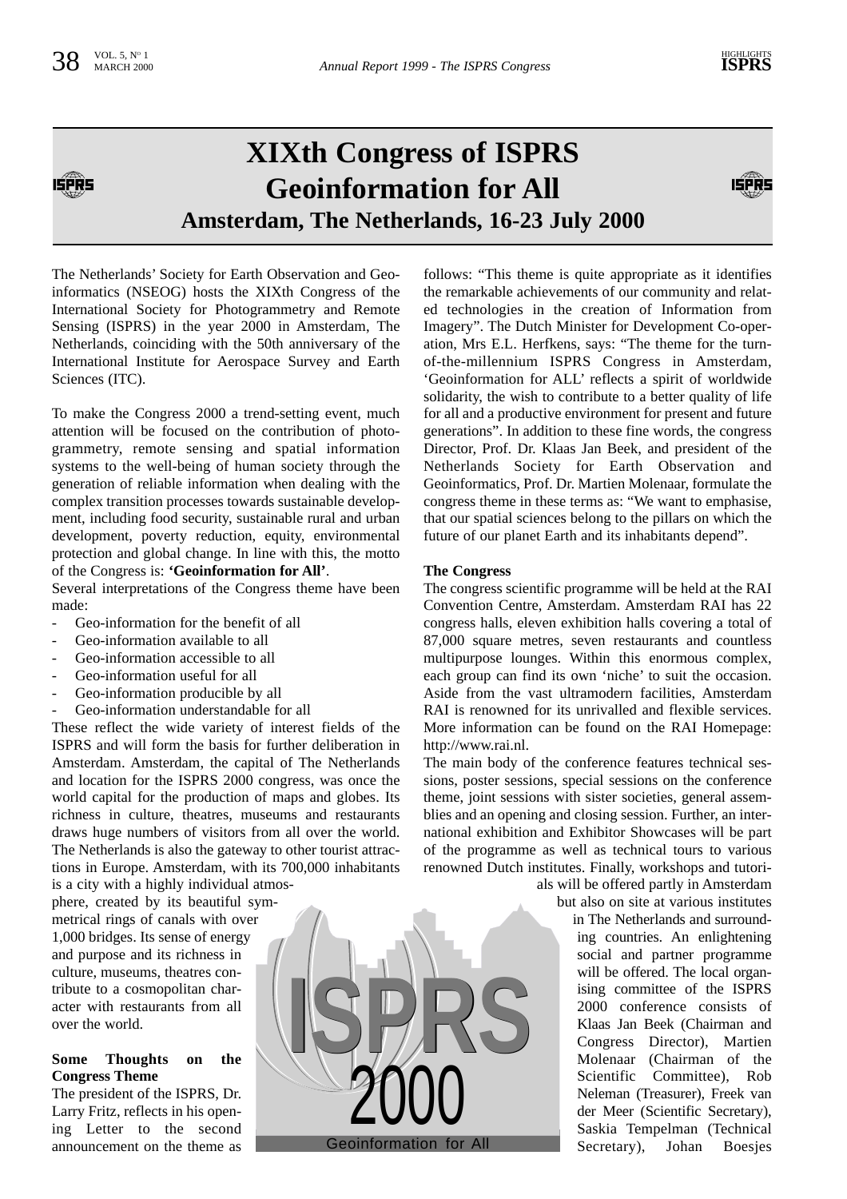# XIXth Congress of ISPRS Geoinformation for All

## Amsterdam, The Netherlands, 16-23 July 2000

The Netherlands' Society for Earth Observation and Geoinformatics (NSEOG) hosts the XIXth Congress of the International Society for Photogrammetry and Remote Sensing (ISPRS) in the year 2000 in Amsterdam, The Netherlands, coinciding with the 50th anniversary of the International Institute for Aerospace Survey and Earth Sciences (ITC).

To make the Congress 2000 a trend-setting event, much attention will be focused on the contribution of photogrammetry, remote sensing and spatial information systems to the well-being of human society through the generation of reliable information when dealing with the complex transition processes towards sustainable development, including food security, sustainable rural and urban development, poverty reduction, equity, environmental protection and global change. In line with this, the motto of the Congress is: **'Geoinformation for All'**.

Several interpretations of the Congress theme have been made:

- Geo-information for the benefit of all
- Geo-information available to all
- Geo-information accessible to all
- Geo-information useful for all
- Geo-information producible by all
- Geo-information understandable for all

These reflect the wide variety of interest fields of the ISPRS and will form the basis for further deliberation in Amsterdam. Amsterdam, the capital of The Netherlands and location for the ISPRS 2000 congress, was once the world capital for the production of maps and globes. Its richness in culture, theatres, museums and restaurants draws huge numbers of visitors from all over the world. The Netherlands is also the gateway to other tourist attractions in Europe. Amsterdam, with its 700,000 inhabitants is a city with a highly individual atmosphere, created by its beautiful symmetrical rings of canals with over 1,000 bridges. Its sense of energy and purpose and its richness in culture, museums, theatres contribute to a cosmopolitan character with restaurants from all over the world.

### Some Thoughts on the Congress Theme

The president of the ISPRS, Dr. Larry Fritz, reflects in his opening Letter to the second announcement on the theme as follows: "This theme is quite appropriate as it identifies the remarkable achievements of our community and related technologies in the creation of Information from Imagery". The Dutch Minister for Development Co-operation, Mrs E.L. Herfkens, says: "The theme for the turn-of-the-millennium ISPRS Congress in Amsterdam, 'Geoinformation for ALL' reflects a spirit of worldwide solidarity, the wish to contribute to a better quality of life for all and a productive environment for present and future generations". In addition to these fine words, the congress Director, Prof. Dr. Klaas Jan Beek, and president of the Netherlands Society for Earth Observation and Geoinformatics, Prof. Dr. Martien Molenaar, formulate the congress theme in these terms as: "We want to emphasise, that our spatial sciences belong to the pillars on which the future of our planet Earth and its inhabitants depend".

### The Congress

The congress scientific programme will be held at the RAI Convention Centre, Amsterdam. Amsterdam RAI has 22 congress halls, eleven exhibition halls covering a total of 87,000 square metres, seven restaurants and countless multipurpose lounges. Within this enormous complex, each group can find its own 'niche' to suit the occasion. Aside from the vast ultramodern facilities, Amsterdam RAI is renowned for its unrivalled and flexible services. More information can be found on the RAI Homepage: http://www.rai.nl.

The main body of the conference features technical sessions, poster sessions, special sessions on the conference theme, joint sessions with sister societies, general assemblies and an opening and closing session. Further, an international exhibition and Exhibitor Showcases will be part of the programme as well as technical tours to various renowned Dutch institutes. Finally, workshops and tutorials will be offered partly in Amsterdam but also on site at various institutes in The Netherlands and surrounding countries. An enlightening social and partner programme will be offered. The local organising committee of the ISPRS 2000 conference consists of Klaas Jan Beek (Chairman and Congress Director), Martien Molenaar (Chairman of the Scientific Committee), Rob Neleman (Treasurer), Freek van der Meer (Scientific Secretary), Saskia Tempelman (Technical Secretary), Johan Boesjes

ISPRS 2000
Geoinformation for All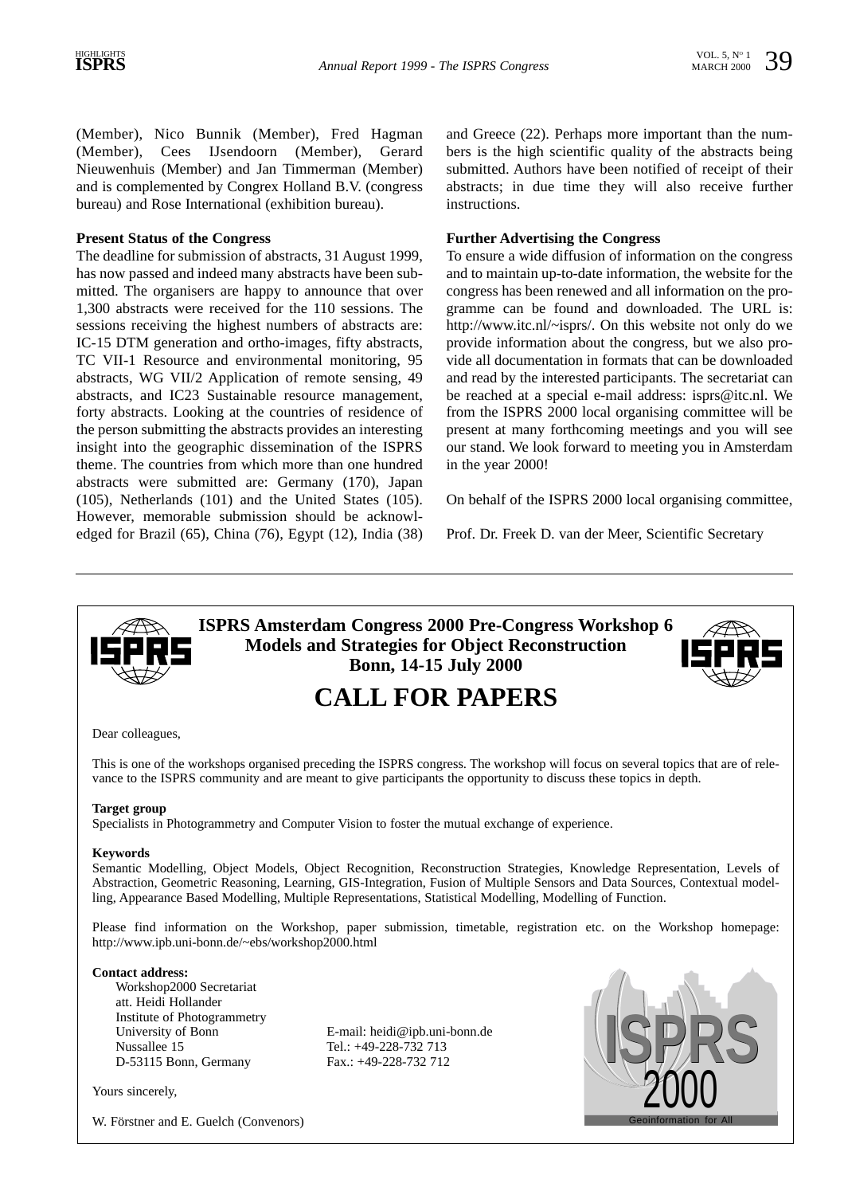(Member), Nico Bunnik (Member), Fred Hagman (Member), Cees IJsendoorn (Member), Gerard Nieuwenhuis (Member) and Jan Timmerman (Member) and is complemented by Congrex Holland B.V. (congress bureau) and Rose International (exhibition bureau).

**Present Status of the Congress**

The deadline for submission of abstracts, 31 August 1999, has now passed and indeed many abstracts have been submitted. The organisers are happy to announce that over 1,300 abstracts were received for the 110 sessions. The sessions receiving the highest numbers of abstracts are: IC-15 DTM generation and ortho-images, fifty abstracts, TC VII-1 Resource and environmental monitoring, 95 abstracts, WG VII/2 Application of remote sensing, 49 abstracts, and IC23 Sustainable resource management, forty abstracts. Looking at the countries of residence of the person submitting the abstracts provides an interesting insight into the geographic dissemination of the ISPRS theme. The countries from which more than one hundred abstracts were submitted are: Germany (170), Japan (105), Netherlands (101) and the United States (105). However, memorable submission should be acknowledged for Brazil (65), China (76), Egypt (12), India (38) and Greece (22). Perhaps more important than the numbers is the high scientific quality of the abstracts being submitted. Authors have been notified of receipt of their abstracts; in due time they will also receive further instructions.

**Further Advertising the Congress**

To ensure a wide diffusion of information on the congress and to maintain up-to-date information, the website for the congress has been renewed and all information on the programme can be found and downloaded. The URL is: http://www.itc.nl/~isprs/. On this website not only do we provide information about the congress, but we also provide all documentation in formats that can be downloaded and read by the interested participants. The secretariat can be reached at a special e-mail address: isprs@itc.nl. We from the ISPRS 2000 local organising committee will be present at many forthcoming meetings and you will see our stand. We look forward to meeting you in Amsterdam in the year 2000!

On behalf of the ISPRS 2000 local organising committee,

Prof. Dr. Freek D. van der Meer, Scientific Secretary

---

**ISPRS Amsterdam Congress 2000 Pre-Congress Workshop 6**
**Models and Strategies for Object Reconstruction**
**Bonn, 14-15 July 2000**

# CALL FOR PAPERS

Dear colleagues,

This is one of the workshops organised preceding the ISPRS congress. The workshop will focus on several topics that are of relevance to the ISPRS community and are meant to give participants the opportunity to discuss these topics in depth.

**Target group**

Specialists in Photogrammetry and Computer Vision to foster the mutual exchange of experience.

**Keywords**

Semantic Modelling, Object Models, Object Recognition, Reconstruction Strategies, Knowledge Representation, Levels of Abstraction, Geometric Reasoning, Learning, GIS-Integration, Fusion of Multiple Sensors and Data Sources, Contextual modelling, Appearance Based Modelling, Multiple Representations, Statistical Modelling, Modelling of Function.

Please find information on the Workshop, paper submission, timetable, registration etc. on the Workshop homepage: http://www.ipb.uni-bonn.de/~ebs/workshop2000.html

**Contact address:**

Workshop2000 Secretariat
att. Heidi Hollander
Institute of Photogrammetry
University of Bonn
Nussallee 15
D-53115 Bonn, Germany

E-mail: heidi@ipb.uni-bonn.de
Tel.: +49-228-732 713
Fax.: +49-228-732 712

Yours sincerely,

W. Förstner and E. Guelch (Convenors)

ISPRS 2000
Geoinformation for All